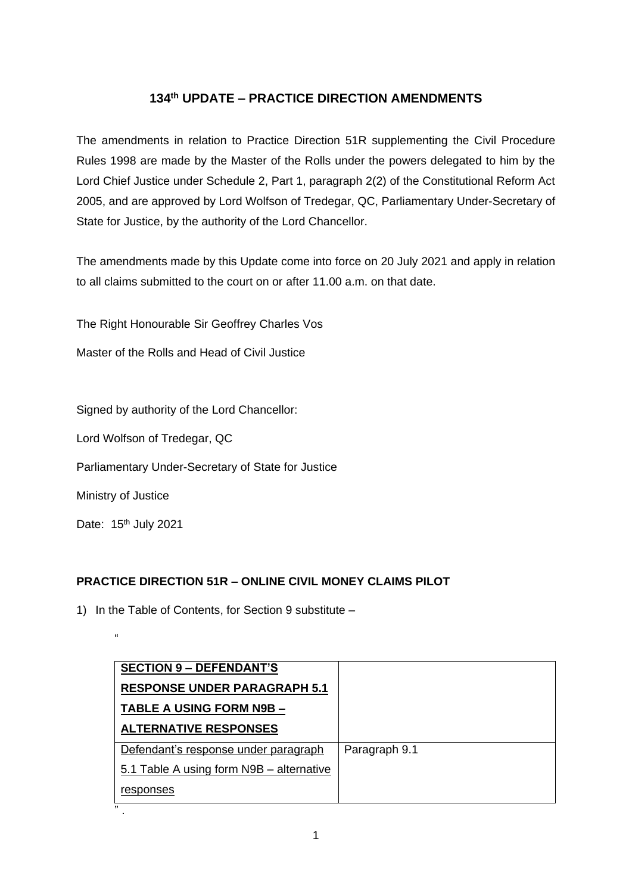# 134th UPDATE – PRACTICE DIRECTION AMENDMENTS

The amendments in relation to Practice Direction 51R supplementing the Civil Procedure Rules 1998 are made by the Master of the Rolls under the powers delegated to him by the Lord Chief Justice under Schedule 2, Part 1, paragraph 2(2) of the Constitutional Reform Act 2005, and are approved by Lord Wolfson of Tredegar, QC, Parliamentary Under-Secretary of State for Justice, by the authority of the Lord Chancellor.

The amendments made by this Update come into force on 20 July 2021 and apply in relation to all claims submitted to the court on or after 11.00 a.m. on that date.

The Right Honourable Sir Geoffrey Charles Vos

Master of the Rolls and Head of Civil Justice

Signed by authority of the Lord Chancellor:

Lord Wolfson of Tredegar, QC

Parliamentary Under-Secretary of State for Justice

Ministry of Justice

Date: 15th July 2021

## PRACTICE DIRECTION 51R – ONLINE CIVIL MONEY CLAIMS PILOT

1) In the Table of Contents, for Section 9 substitute –

"

| | |
|---|---|
| **SECTION 9 – DEFENDANT'S RESPONSE UNDER PARAGRAPH 5.1 TABLE A USING FORM N9B – ALTERNATIVE RESPONSES** | |
| Defendant's response under paragraph 5.1 Table A using form N9B – alternative responses | Paragraph 9.1 |

".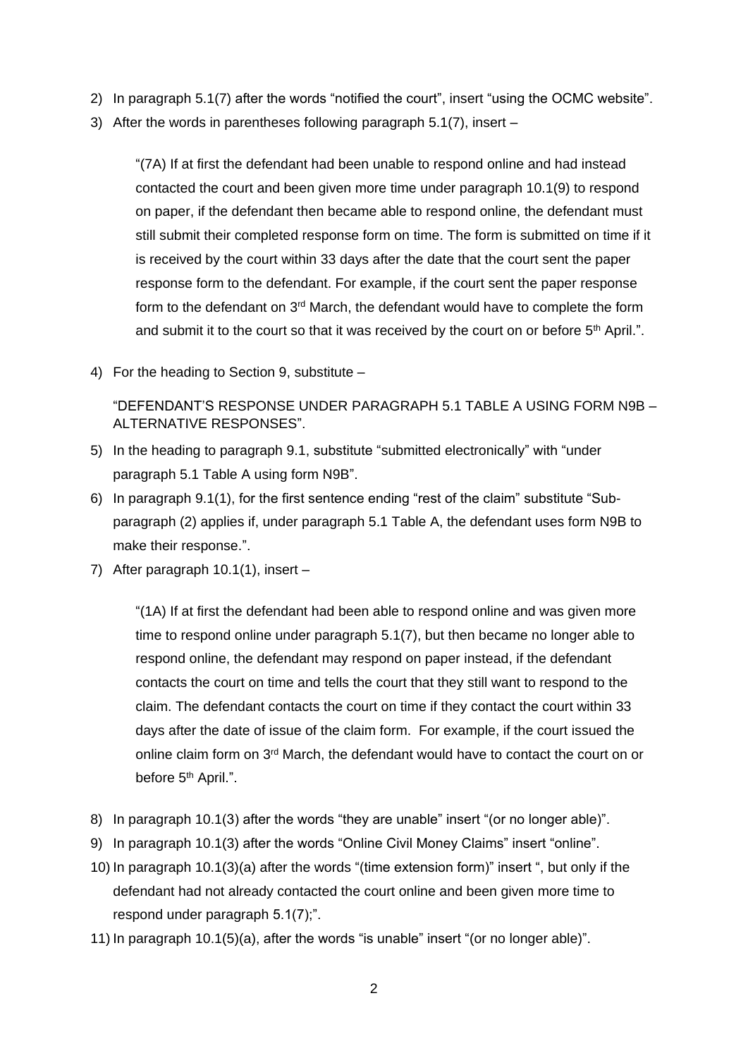2) In paragraph 5.1(7) after the words "notified the court", insert "using the OCMC website".
3) After the words in parentheses following paragraph 5.1(7), insert –

   "(7A) If at first the defendant had been unable to respond online and had instead contacted the court and been given more time under paragraph 10.1(9) to respond on paper, if the defendant then became able to respond online, the defendant must still submit their completed response form on time. The form is submitted on time if it is received by the court within 33 days after the date that the court sent the paper response form to the defendant. For example, if the court sent the paper response form to the defendant on 3rd March, the defendant would have to complete the form and submit it to the court so that it was received by the court on or before 5th April.".

4) For the heading to Section 9, substitute –

   "DEFENDANT'S RESPONSE UNDER PARAGRAPH 5.1 TABLE A USING FORM N9B – ALTERNATIVE RESPONSES".

5) In the heading to paragraph 9.1, substitute "submitted electronically" with "under paragraph 5.1 Table A using form N9B".
6) In paragraph 9.1(1), for the first sentence ending "rest of the claim" substitute "Sub-paragraph (2) applies if, under paragraph 5.1 Table A, the defendant uses form N9B to make their response.".
7) After paragraph 10.1(1), insert –

   "(1A) If at first the defendant had been able to respond online and was given more time to respond online under paragraph 5.1(7), but then became no longer able to respond online, the defendant may respond on paper instead, if the defendant contacts the court on time and tells the court that they still want to respond to the claim. The defendant contacts the court on time if they contact the court within 33 days after the date of issue of the claim form. For example, if the court issued the online claim form on 3rd March, the defendant would have to contact the court on or before 5th April.".

8) In paragraph 10.1(3) after the words "they are unable" insert "(or no longer able)".
9) In paragraph 10.1(3) after the words "Online Civil Money Claims" insert "online".
10) In paragraph 10.1(3)(a) after the words "(time extension form)" insert ", but only if the defendant had not already contacted the court online and been given more time to respond under paragraph 5.1(7);".
11) In paragraph 10.1(5)(a), after the words "is unable" insert "(or no longer able)".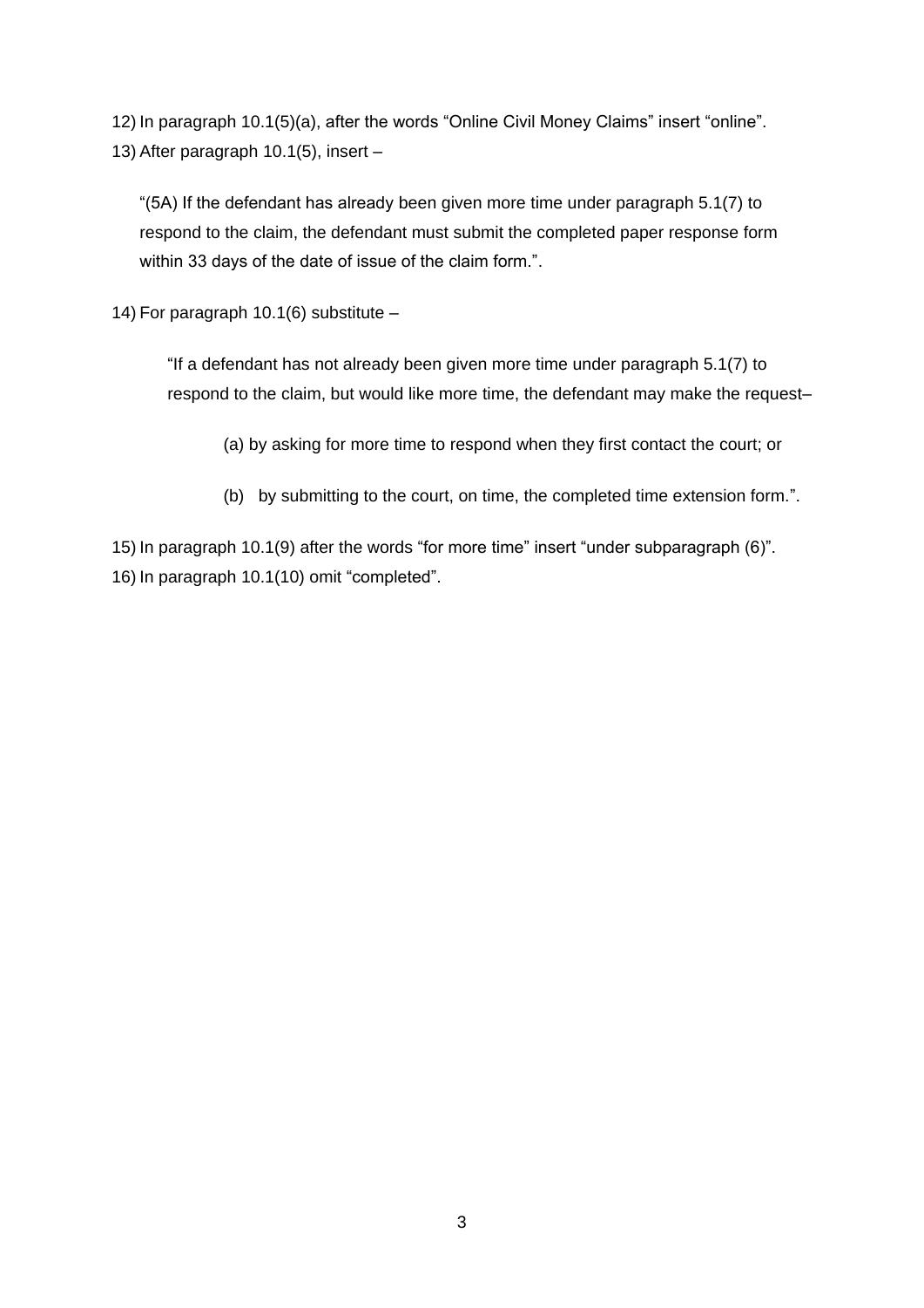12) In paragraph 10.1(5)(a), after the words “Online Civil Money Claims” insert “online”.

13) After paragraph 10.1(5), insert –

> “(5A) If the defendant has already been given more time under paragraph 5.1(7) to respond to the claim, the defendant must submit the completed paper response form within 33 days of the date of issue of the claim form.”.

14) For paragraph 10.1(6) substitute –

> “If a defendant has not already been given more time under paragraph 5.1(7) to respond to the claim, but would like more time, the defendant may make the request–
>
> (a) by asking for more time to respond when they first contact the court; or
>
> (b) by submitting to the court, on time, the completed time extension form.”.

15) In paragraph 10.1(9) after the words “for more time” insert “under subparagraph (6)”.

16) In paragraph 10.1(10) omit “completed”.